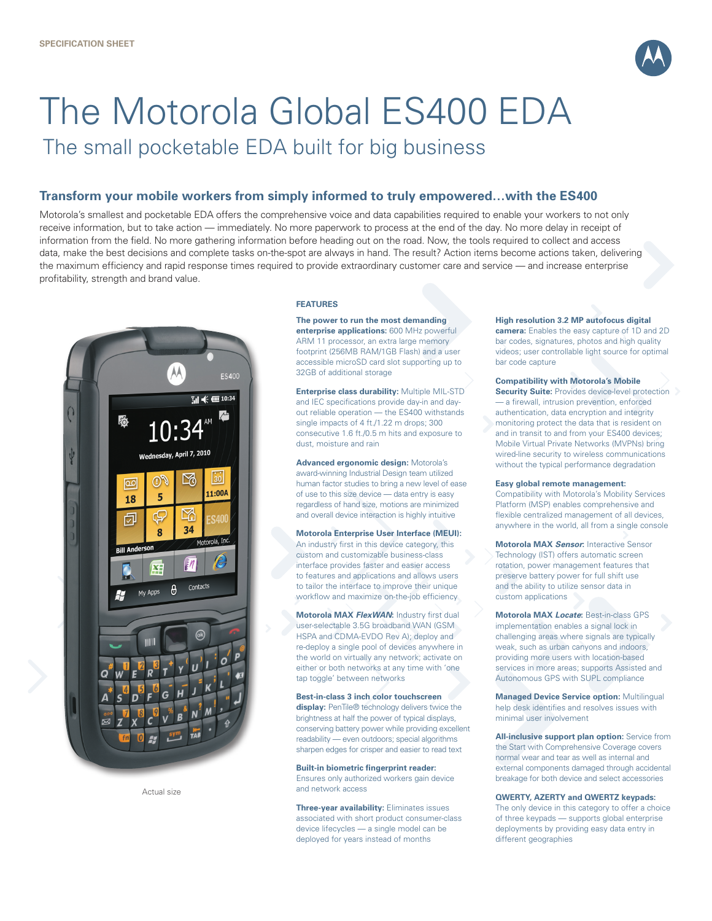SPECIFICATION SHEET

# The Motorola Global ES400 EDA

## The small pocketable EDA built for big business

### Transform your mobile workers from simply informed to truly empowered…with the ES400

Motorola's smallest and pocketable EDA offers the comprehensive voice and data capabilities required to enable your workers to not only receive information, but to take action — immediately. No more paperwork to process at the end of the day. No more delay in receipt of information from the field. No more gathering information before heading out on the road. Now, the tools required to collect and access data, make the best decisions and complete tasks on-the-spot are always in hand. The result? Action items become actions taken, delivering the maximum efficiency and rapid response times required to provide extraordinary customer care and service — and increase enterprise profitability, strength and brand value.

Actual size

#### FEATURES

**The power to run the most demanding enterprise applications:** 600 MHz powerful ARM 11 processor, an extra large memory footprint (256MB RAM/1GB Flash) and a user accessible microSD card slot supporting up to 32GB of additional storage

**Enterprise class durability:** Multiple MIL-STD and IEC specifications provide day-in and day-out reliable operation — the ES400 withstands single impacts of 4 ft./1.22 m drops; 300 consecutive 1.6 ft./0.5 m hits and exposure to dust, moisture and rain

**Advanced ergonomic design:** Motorola's award-winning Industrial Design team utilized human factor studies to bring a new level of ease of use to this size device — data entry is easy regardless of hand size, motions are minimized and overall device interaction is highly intuitive

**Motorola Enterprise User Interface (MEUI):** An industry first in this device category, this custom and customizable business-class interface provides faster and easier access to features and applications and allows users to tailor the interface to improve their unique workflow and maximize on-the-job efficiency

**Motorola MAX *FlexWAN*:** Industry first dual user-selectable 3.5G broadband WAN (GSM HSPA and CDMA-EVDO Rev A); deploy and re-deploy a single pool of devices anywhere in the world on virtually any network; activate on either or both networks at any time with 'one tap toggle' between networks

**Best-in-class 3 inch color touchscreen display:** PenTile® technology delivers twice the brightness at half the power of typical displays, conserving battery power while providing excellent readability — even outdoors; special algorithms sharpen edges for crisper and easier to read text

**Built-in biometric fingerprint reader:** Ensures only authorized workers gain device and network access

**Three-year availability:** Eliminates issues associated with short product consumer-class device lifecycles — a single model can be deployed for years instead of months

**High resolution 3.2 MP autofocus digital camera:** Enables the easy capture of 1D and 2D bar codes, signatures, photos and high quality videos; user controllable light source for optimal bar code capture

**Compatibility with Motorola's Mobile Security Suite:** Provides device-level protection — a firewall, intrusion prevention, enforced authentication, data encryption and integrity monitoring protect the data that is resident on and in transit to and from your ES400 devices; Mobile Virtual Private Networks (MVPNs) bring wired-line security to wireless communications without the typical performance degradation

**Easy global remote management:** Compatibility with Motorola's Mobility Services Platform (MSP) enables comprehensive and flexible centralized management of all devices, anywhere in the world, all from a single console

**Motorola MAX *Sensor*:** Interactive Sensor Technology (IST) offers automatic screen rotation, power management features that preserve battery power for full shift use and the ability to utilize sensor data in custom applications

**Motorola MAX *Locate*:** Best-in-class GPS implementation enables a signal lock in challenging areas where signals are typically weak, such as urban canyons and indoors, providing more users with location-based services in more areas; supports Assisted and Autonomous GPS with SUPL compliance

**Managed Device Service option:** Multilingual help desk identifies and resolves issues with minimal user involvement

**All-inclusive support plan option:** Service from the Start with Comprehensive Coverage covers normal wear and tear as well as internal and external components damaged through accidental breakage for both device and select accessories

**QWERTY, AZERTY and QWERTZ keypads:** The only device in this category to offer a choice of three keypads — supports global enterprise deployments by providing easy data entry in different geographies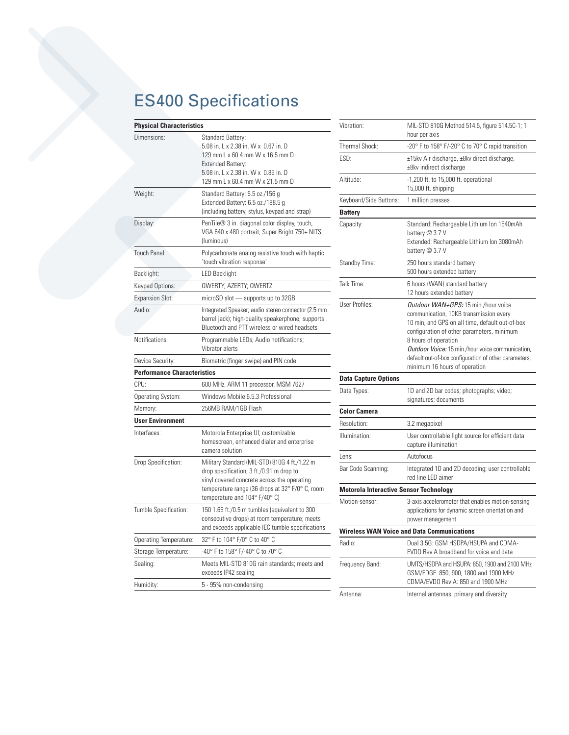# ES400 Specifications

| **Physical Characteristics** | |
|---|---|
| Dimensions: | Standard Battery:<br>5.08 in. L x 2.38 in. W x 0.67 in. D<br>129 mm L x 60.4 mm W x 16.5 mm D<br>Extended Battery:<br>5.08 in. L x 2.38 in. W x 0.85 in. D<br>129 mm L x 60.4 mm W x 21.5 mm D |
| Weight: | Standard Battery: 5.5 oz./156 g<br>Extended Battery: 6.5 oz./188.5 g<br>(including battery, stylus, keypad and strap) |
| Display: | PenTile® 3 in. diagonal color display, touch, VGA 640 x 480 portrait, Super Bright 750+ NITS (luminous) |
| Touch Panel: | Polycarbonate analog resistive touch with haptic 'touch vibration response' |
| Backlight: | LED Backlight |
| Keypad Options: | QWERTY; AZERTY; QWERTZ |
| Expansion Slot: | microSD slot — supports up to 32GB |
| Audio: | Integrated Speaker; audio stereo connector (2.5 mm barrel jack); high-quality speakerphone; supports Bluetooth and PTT wireless or wired headsets |
| Notifications: | Programmable LEDs; Audio notifications; Vibrator alerts |
| Device Security: | Biometric (finger swipe) and PIN code |

| **Performance Characteristics** | |
|---|---|
| CPU: | 600 MHz, ARM 11 processor, MSM 7627 |
| Operating System: | Windows Mobile 6.5.3 Professional |
| Memory: | 256MB RAM/1GB Flash |

| **User Environment** | |
|---|---|
| Interfaces: | Motorola Enterprise UI; customizable homescreen, enhanced dialer and enterprise camera solution |
| Drop Specification: | Military Standard (MIL-STD) 810G 4 ft./1.22 m drop specification; 3 ft./0.91 m drop to vinyl covered concrete across the operating temperature range (36 drops at 32° F/0° C, room temperature and 104° F/40° C) |
| Tumble Specification: | 150 1.65 ft./0.5 m tumbles (equivalent to 300 consecutive drops) at room temperature; meets and exceeds applicable IEC tumble specifications |
| Operating Temperature: | 32° F to 104° F/0° C to 40° C |
| Storage Temperature: | -40° F to 158° F/-40° C to 70° C |
| Sealing: | Meets MIL-STD 810G rain standards; meets and exceeds IP42 sealing |
| Humidity: | 5 - 95% non-condensing |
| Vibration: | MIL-STD 810G Method 514.5, figure 514.5C-1; 1 hour per axis |
| Thermal Shock: | -20° F to 158° F/-20° C to 70° C rapid transition |
| ESD: | ±15kv Air discharge, ±8kv direct discharge, ±8kv indirect discharge |
| Altitude: | -1,200 ft. to 15,000 ft. operational<br>15,000 ft. shipping |
| Keyboard/Side Buttons: | 1 million presses |

| **Battery** | |
|---|---|
| Capacity: | Standard: Rechargeable Lithium Ion 1540mAh battery @ 3.7 V<br>Extended: Rechargeable Lithium Ion 3080mAh battery @ 3.7 V |
| Standby Time: | 250 hours standard battery<br>500 hours extended battery |
| Talk Time: | 6 hours (WAN) standard battery<br>12 hours extended battery |
| User Profiles: | ***Outdoor WAN+GPS:*** 15 min./hour voice communication, 10KB transmission every 10 min, and GPS on all time, default out-of-box configuration of other parameters, minimum 8 hours of operation<br>***Outdoor Voice:*** 15 min./hour voice communication, default out-of-box configuration of other parameters, minimum 16 hours of operation |

| **Data Capture Options** | |
|---|---|
| Data Types: | 1D and 2D bar codes; photographs; video; signatures; documents |

| **Color Camera** | |
|---|---|
| Resolution: | 3.2 megapixel |
| Illumination: | User controllable light source for efficient data capture illumination |
| Lens: | Autofocus |
| Bar Code Scanning: | Integrated 1D and 2D decoding; user controllable red line LED aimer |

| **Motorola Interactive Sensor Technology** | |
|---|---|
| Motion-sensor: | 3-axis accelerometer that enables motion-sensing applications for dynamic screen orientation and power management |

| **Wireless WAN Voice and Data Communications** | |
|---|---|
| Radio: | Dual 3.5G: GSM HSDPA/HSUPA and CDMA-EVDO Rev A broadband for voice and data |
| Frequency Band: | UMTS/HSDPA and HSUPA: 850, 1900 and 2100 MHz<br>GSM/EDGE: 850, 900, 1800 and 1900 MHz<br>CDMA/EVDO Rev A: 850 and 1900 MHz |
| Antenna: | Internal antennas: primary and diversity |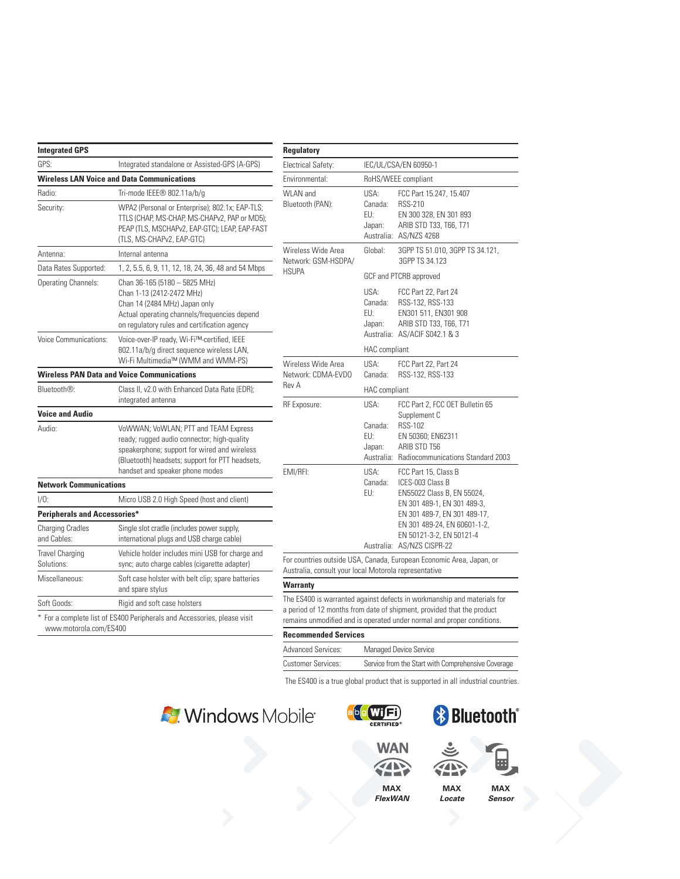| Integrated GPS | |
|---|---|
| GPS: | Integrated standalone or Assisted-GPS (A-GPS) |

| Wireless LAN Voice and Data Communications | |
|---|---|
| Radio: | Tri-mode IEEE® 802.11a/b/g |
| Security: | WPA2 (Personal or Enterprise); 802.1x; EAP-TLS; TTLS (CHAP, MS-CHAP, MS-CHAPv2, PAP or MD5); PEAP (TLS, MSCHAPv2, EAP-GTC); LEAP, EAP-FAST (TLS, MS-CHAPv2, EAP-GTC) |
| Antenna: | Internal antenna |
| Data Rates Supported: | 1, 2, 5.5, 6, 9, 11, 12, 18, 24, 36, 48 and 54 Mbps |
| Operating Channels: | Chan 36-165 (5180 – 5825 MHz)<br>Chan 1-13 (2412-2472 MHz)<br>Chan 14 (2484 MHz) Japan only<br>Actual operating channels/frequencies depend on regulatory rules and certification agency |
| Voice Communications: | Voice-over-IP ready, Wi-Fi™-certified, IEEE 802.11a/b/g direct sequence wireless LAN, Wi-Fi Multimedia™ (WMM and WMM-PS) |

| Wireless PAN Data and Voice Communications | |
|---|---|
| Bluetooth®: | Class II, v2.0 with Enhanced Data Rate (EDR); integrated antenna |

| Voice and Audio | |
|---|---|
| Audio: | VoWWAN; VoWLAN; PTT and TEAM Express ready; rugged audio connector; high-quality speakerphone; support for wired and wireless (Bluetooth) headsets; support for PTT headsets, handset and speaker phone modes |

| Network Communications | |
|---|---|
| I/O: | Micro USB 2.0 High Speed (host and client) |

| Peripherals and Accessories* | |
|---|---|
| Charging Cradles and Cables: | Single slot cradle (includes power supply, international plugs and USB charge cable) |
| Travel Charging Solutions: | Vehicle holder includes mini USB for charge and sync; auto charge cables (cigarette adapter) |
| Miscellaneous: | Soft case holster with belt clip; spare batteries and spare stylus |
| Soft Goods: | Rigid and soft case holsters |

* For a complete list of ES400 Peripherals and Accessories, please visit www.motorola.com/ES400

| Regulatory | | |
|---|---|---|
| Electrical Safety: | IEC/UL/CSA/EN 60950-1 | |
| Environmental: | RoHS/WEEE compliant | |
| WLAN and Bluetooth (PAN): | USA: | FCC Part 15.247, 15.407 |
| | Canada: | RSS-210 |
| | EU: | EN 300 328, EN 301 893 |
| | Japan: | ARIB STD T33, T66, T71 |
| | Australia: | AS/NZS 4268 |
| Wireless Wide Area Network: GSM-HSDPA/HSUPA | Global: | 3GPP TS 51.010, 3GPP TS 34.121, 3GPP TS 34.123 |
| | GCF and PTCRB approved | |
| | USA: | FCC Part 22, Part 24 |
| | Canada: | RSS-132, RSS-133 |
| | EU: | EN301 511, EN301 908 |
| | Japan: | ARIB STD T33, T66, T71 |
| | Australia: | AS/ACIF S042.1 & 3 |
| | HAC compliant | |
| Wireless Wide Area Network: CDMA-EVDO Rev A | USA: | FCC Part 22, Part 24 |
| | Canada: | RSS-132, RSS-133 |
| | HAC compliant | |
| RF Exposure: | USA: | FCC Part 2, FCC OET Bulletin 65 Supplement C |
| | Canada: | RSS-102 |
| | EU: | EN 50360; EN62311 |
| | Japan: | ARIB STD T56 |
| | Australia: | Radiocommunications Standard 2003 |
| EMI/RFI: | USA: | FCC Part 15, Class B |
| | Canada: | ICES-003 Class B |
| | EU: | EN55022 Class B, EN 55024, EN 301 489-1, EN 301 489-3, EN 301 489-7, EN 301 489-17, EN 301 489-24, EN 60601-1-2, EN 50121-3-2, EN 50121-4 |
| | Australia: | AS/NZS CISPR-22 |

For countries outside USA, Canada, European Economic Area, Japan, or Australia, consult your local Motorola representative

**Warranty**

The ES400 is warranted against defects in workmanship and materials for a period of 12 months from date of shipment, provided that the product remains unmodified and is operated under normal and proper conditions.

| Recommended Services | |
|---|---|
| Advanced Services: | Managed Device Service |
| Customer Services: | Service from the Start with Comprehensive Coverage |

The ES400 is a true global product that is supported in all industrial countries.

Windows Mobile · Wi-Fi CERTIFIED · Bluetooth

MAX FlexWAN · MAX Locate · MAX Sensor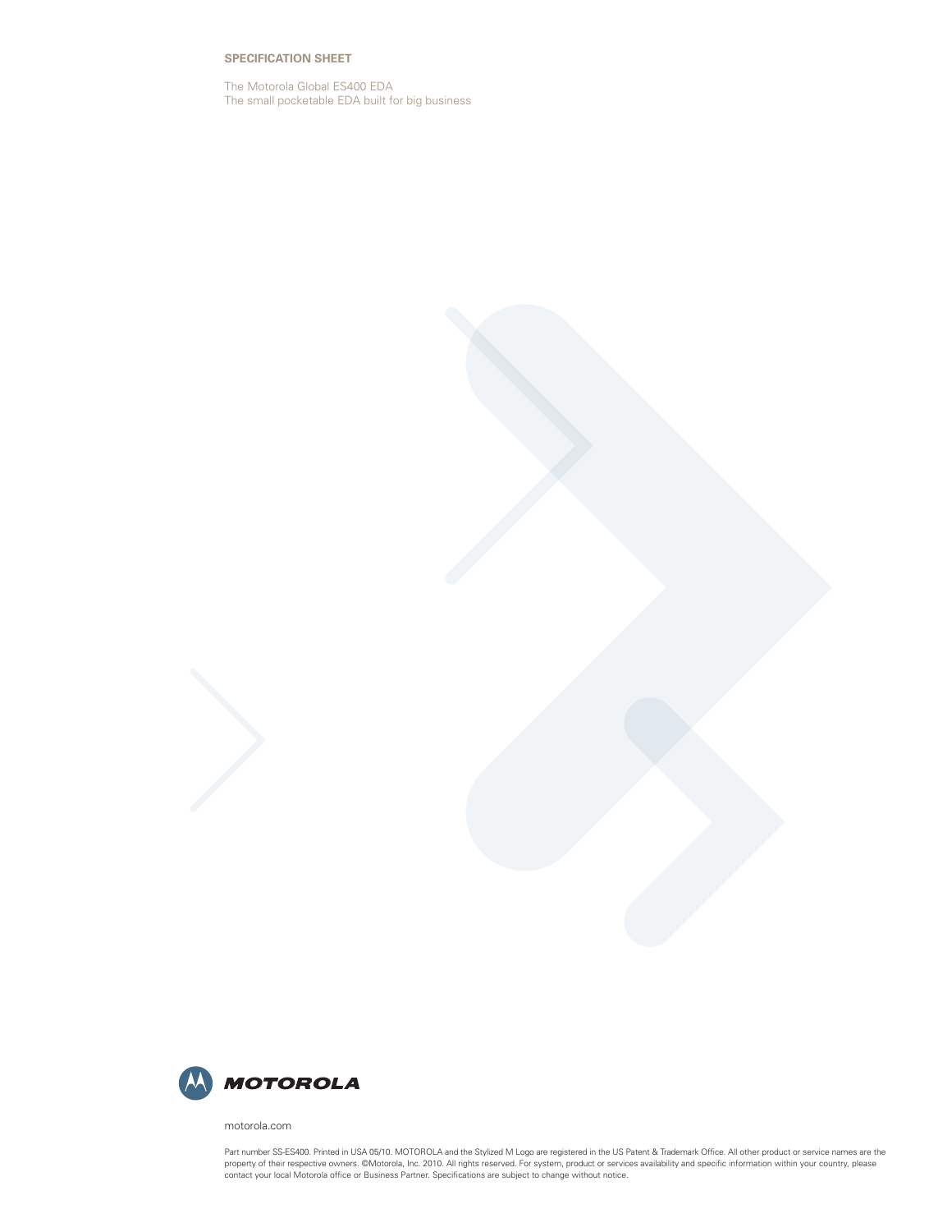**SPECIFICATION SHEET**

The Motorola Global ES400 EDA
The small pocketable EDA built for big business

MOTOROLA

motorola.com

Part number SS-ES400. Printed in USA 05/10. MOTOROLA and the Stylized M Logo are registered in the US Patent & Trademark Office. All other product or service names are the property of their respective owners. ©Motorola, Inc. 2010. All rights reserved. For system, product or services availability and specific information within your country, please contact your local Motorola office or Business Partner. Specifications are subject to change without notice.